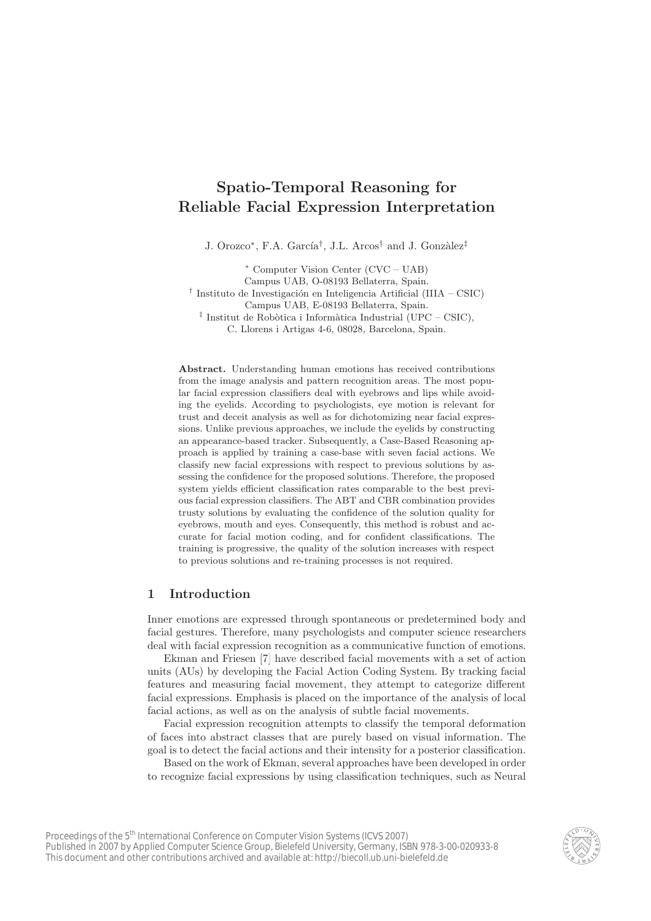# Spatio-Temporal Reasoning for Reliable Facial Expression Interpretation

J. Orozco*, F.A. García†, J.L. Arcos† and J. Gonzàlez‡

\* Computer Vision Center (CVC – UAB)
Campus UAB, O-08193 Bellaterra, Spain.
† Instituto de Investigación en Inteligencia Artificial (IIIA – CSIC)
Campus UAB, E-08193 Bellaterra, Spain.
‡ Institut de Robòtica i Informàtica Industrial (UPC – CSIC),
C. Llorens i Artigas 4-6, 08028, Barcelona, Spain.

**Abstract.** Understanding human emotions has received contributions from the image analysis and pattern recognition areas. The most popular facial expression classifiers deal with eyebrows and lips while avoiding the eyelids. According to psychologists, eye motion is relevant for trust and deceit analysis as well as for dichotomizing near facial expressions. Unlike previous approaches, we include the eyelids by constructing an appearance-based tracker. Subsequently, a Case-Based Reasoning approach is applied by training a case-base with seven facial actions. We classify new facial expressions with respect to previous solutions by assessing the confidence for the proposed solutions. Therefore, the proposed system yields efficient classification rates comparable to the best previous facial expression classifiers. The ABT and CBR combination provides trusty solutions by evaluating the confidence of the solution quality for eyebrows, mouth and eyes. Consequently, this method is robust and accurate for facial motion coding, and for confident classifications. The training is progressive, the quality of the solution increases with respect to previous solutions and re-training processes is not required.

## 1 Introduction

Inner emotions are expressed through spontaneous or predetermined body and facial gestures. Therefore, many psychologists and computer science researchers deal with facial expression recognition as a communicative function of emotions.

Ekman and Friesen [7] have described facial movements with a set of action units (AUs) by developing the Facial Action Coding System. By tracking facial features and measuring facial movement, they attempt to categorize different facial expressions. Emphasis is placed on the importance of the analysis of local facial actions, as well as on the analysis of subtle facial movements.

Facial expression recognition attempts to classify the temporal deformation of faces into abstract classes that are purely based on visual information. The goal is to detect the facial actions and their intensity for a posterior classification.

Based on the work of Ekman, several approaches have been developed in order to recognize facial expressions by using classification techniques, such as Neural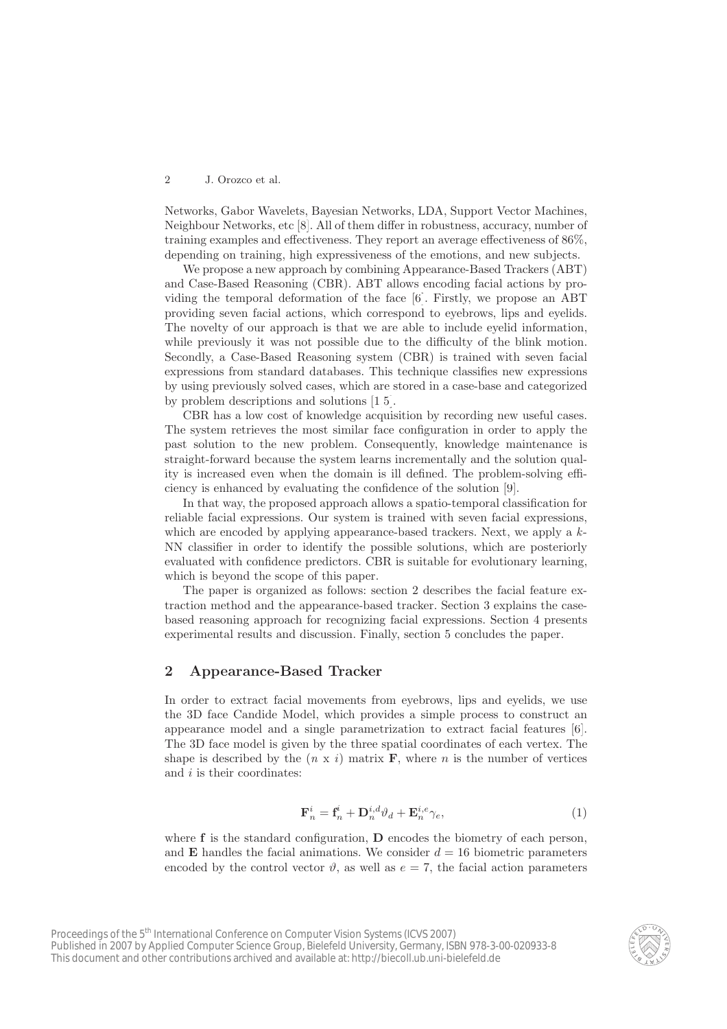Networks, Gabor Wavelets, Bayesian Networks, LDA, Support Vector Machines, Neighbour Networks, etc [8]. All of them differ in robustness, accuracy, number of training examples and effectiveness. They report an average effectiveness of 86%, depending on training, high expressiveness of the emotions, and new subjects.

We propose a new approach by combining Appearance-Based Trackers (ABT) and Case-Based Reasoning (CBR). ABT allows encoding facial actions by providing the temporal deformation of the face [6]. Firstly, we propose an ABT providing seven facial actions, which correspond to eyebrows, lips and eyelids. The novelty of our approach is that we are able to include eyelid information, while previously it was not possible due to the difficulty of the blink motion. Secondly, a Case-Based Reasoning system (CBR) is trained with seven facial expressions from standard databases. This technique classifies new expressions by using previously solved cases, which are stored in a case-base and categorized by problem descriptions and solutions [1 5].

CBR has a low cost of knowledge acquisition by recording new useful cases. The system retrieves the most similar face configuration in order to apply the past solution to the new problem. Consequently, knowledge maintenance is straight-forward because the system learns incrementally and the solution quality is increased even when the domain is ill defined. The problem-solving efficiency is enhanced by evaluating the confidence of the solution [9].

In that way, the proposed approach allows a spatio-temporal classification for reliable facial expressions. Our system is trained with seven facial expressions, which are encoded by applying appearance-based trackers. Next, we apply a $k$-NN classifier in order to identify the possible solutions, which are posteriorly evaluated with confidence predictors. CBR is suitable for evolutionary learning, which is beyond the scope of this paper.

The paper is organized as follows: section 2 describes the facial feature extraction method and the appearance-based tracker. Section 3 explains the case-based reasoning approach for recognizing facial expressions. Section 4 presents experimental results and discussion. Finally, section 5 concludes the paper.

## 2 Appearance-Based Tracker

In order to extract facial movements from eyebrows, lips and eyelids, we use the 3D face Candide Model, which provides a simple process to construct an appearance model and a single parametrization to extract facial features [6]. The 3D face model is given by the three spatial coordinates of each vertex. The shape is described by the ($n$ x $i$) matrix $\mathbf{F}$, where $n$ is the number of vertices and $i$ is their coordinates:

$$\mathbf{F}_n^i = \mathbf{f}_n^i + \mathbf{D}_n^{i,d}\vartheta_d + \mathbf{E}_n^{i,e}\gamma_e, \tag{1}$$

where $\mathbf{f}$ is the standard configuration, $\mathbf{D}$ encodes the biometry of each person, and $\mathbf{E}$ handles the facial animations. We consider $d = 16$ biometric parameters encoded by the control vector $\vartheta$, as well as $e = 7$, the facial action parameters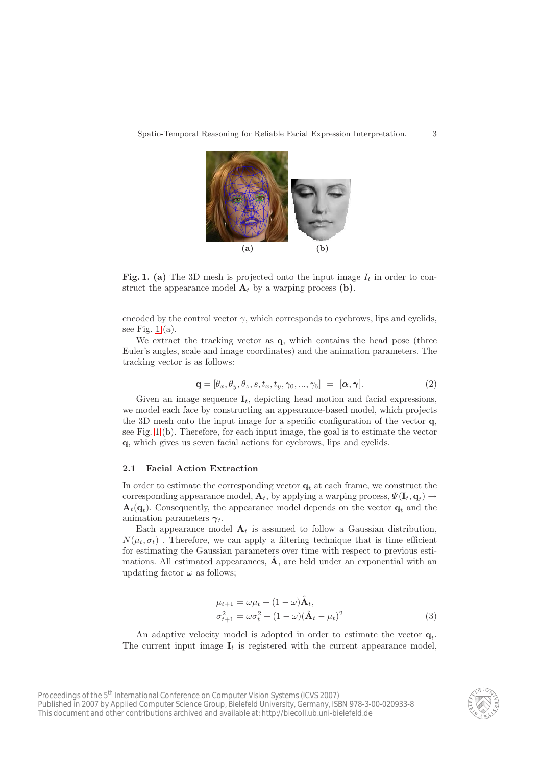**Fig. 1.** **(a)** The 3D mesh is projected onto the input image $I_t$ in order to construct the appearance model $\mathbf{A}_t$ by a warping process **(b)**.

encoded by the control vector $\gamma$, which corresponds to eyebrows, lips and eyelids, see Fig. 1(a).

We extract the tracking vector as $\mathbf{q}$, which contains the head pose (three Euler's angles, scale and image coordinates) and the animation parameters. The tracking vector is as follows:

$$\mathbf{q} = [\theta_x, \theta_y, \theta_z, s, t_x, t_y, \gamma_0, ..., \gamma_6] \;=\; [\boldsymbol{\alpha}, \boldsymbol{\gamma}]. \tag{2}$$

Given an image sequence $\mathbf{I}_t$, depicting head motion and facial expressions, we model each face by constructing an appearance-based model, which projects the 3D mesh onto the input image for a specific configuration of the vector $\mathbf{q}$, see Fig. 1(b). Therefore, for each input image, the goal is to estimate the vector $\mathbf{q}$, which gives us seven facial actions for eyebrows, lips and eyelids.

### 2.1 Facial Action Extraction

In order to estimate the corresponding vector $\mathbf{q}_t$ at each frame, we construct the corresponding appearance model, $\mathbf{A}_t$, by applying a warping process, $\Psi(\mathbf{I}_t, \mathbf{q}_t) \rightarrow \mathbf{A}_t(\mathbf{q}_t)$. Consequently, the appearance model depends on the vector $\mathbf{q}_t$ and the animation parameters $\boldsymbol{\gamma}_t$.

Each appearance model $\mathbf{A}_t$ is assumed to follow a Gaussian distribution, $N(\mu_t, \sigma_t)$ . Therefore, we can apply a filtering technique that is time efficient for estimating the Gaussian parameters over time with respect to previous estimations. All estimated appearances, $\hat{\mathbf{A}}$, are held under an exponential with an updating factor $\omega$ as follows;

$$\begin{aligned} \mu_{t+1} &= \omega\mu_t + (1-\omega)\hat{\mathbf{A}}_t, \\ \sigma_{t+1}^2 &= \omega\sigma_t^2 + (1-\omega)(\hat{\mathbf{A}}_t - \mu_t)^2 \end{aligned} \tag{3}$$

An adaptive velocity model is adopted in order to estimate the vector $\mathbf{q}_t$. The current input image $\mathbf{I}_t$ is registered with the current appearance model,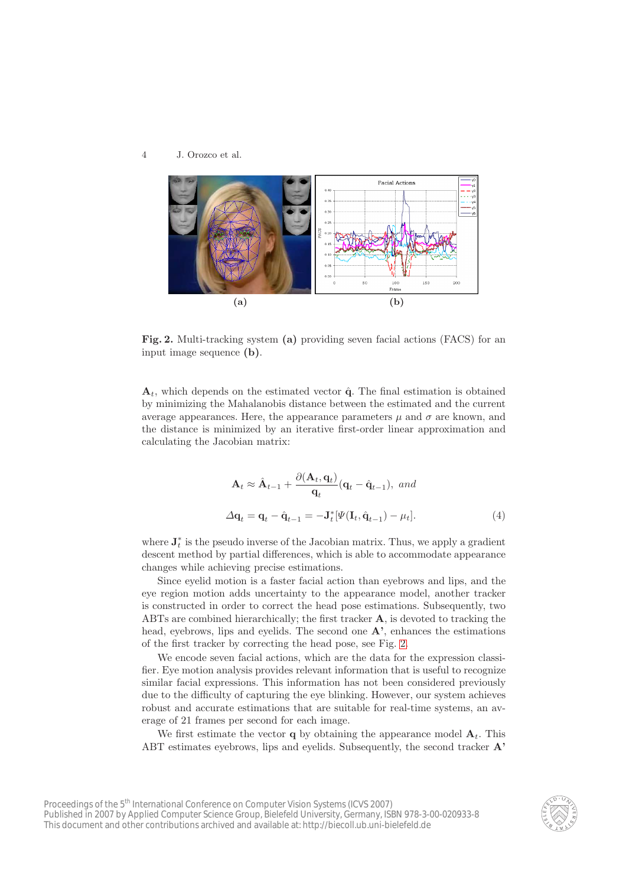**Fig. 2.** Multi-tracking system **(a)** providing seven facial actions (FACS) for an input image sequence **(b)**.

$\mathbf{A}_t$, which depends on the estimated vector $\hat{\mathbf{q}}$. The final estimation is obtained by minimizing the Mahalanobis distance between the estimated and the current average appearances. Here, the appearance parameters $\mu$ and $\sigma$ are known, and the distance is minimized by an iterative first-order linear approximation and calculating the Jacobian matrix:

$$\mathbf{A}_t \approx \hat{\mathbf{A}}_{t-1} + \frac{\partial(\mathbf{A}_t, \mathbf{q}_t)}{\mathbf{q}_t}(\mathbf{q}_t - \hat{\mathbf{q}}_{t-1}), \; and$$

$$\Delta\mathbf{q}_t = \mathbf{q}_t - \hat{\mathbf{q}}_{t-1} = -\mathbf{J}_t^*[\Psi(\mathbf{I}_t, \hat{\mathbf{q}}_{t-1}) - \mu_t]. \tag{4}$$

where $\mathbf{J}_t^*$ is the pseudo inverse of the Jacobian matrix. Thus, we apply a gradient descent method by partial differences, which is able to accommodate appearance changes while achieving precise estimations.

Since eyelid motion is a faster facial action than eyebrows and lips, and the eye region motion adds uncertainty to the appearance model, another tracker is constructed in order to correct the head pose estimations. Subsequently, two ABTs are combined hierarchically; the first tracker **A**, is devoted to tracking the head, eyebrows, lips and eyelids. The second one **A'**, enhances the estimations of the first tracker by correcting the head pose, see Fig. 2.

We encode seven facial actions, which are the data for the expression classifier. Eye motion analysis provides relevant information that is useful to recognize similar facial expressions. This information has not been considered previously due to the difficulty of capturing the eye blinking. However, our system achieves robust and accurate estimations that are suitable for real-time systems, an average of 21 frames per second for each image.

We first estimate the vector **q** by obtaining the appearance model $\mathbf{A}_t$. This ABT estimates eyebrows, lips and eyelids. Subsequently, the second tracker **A'**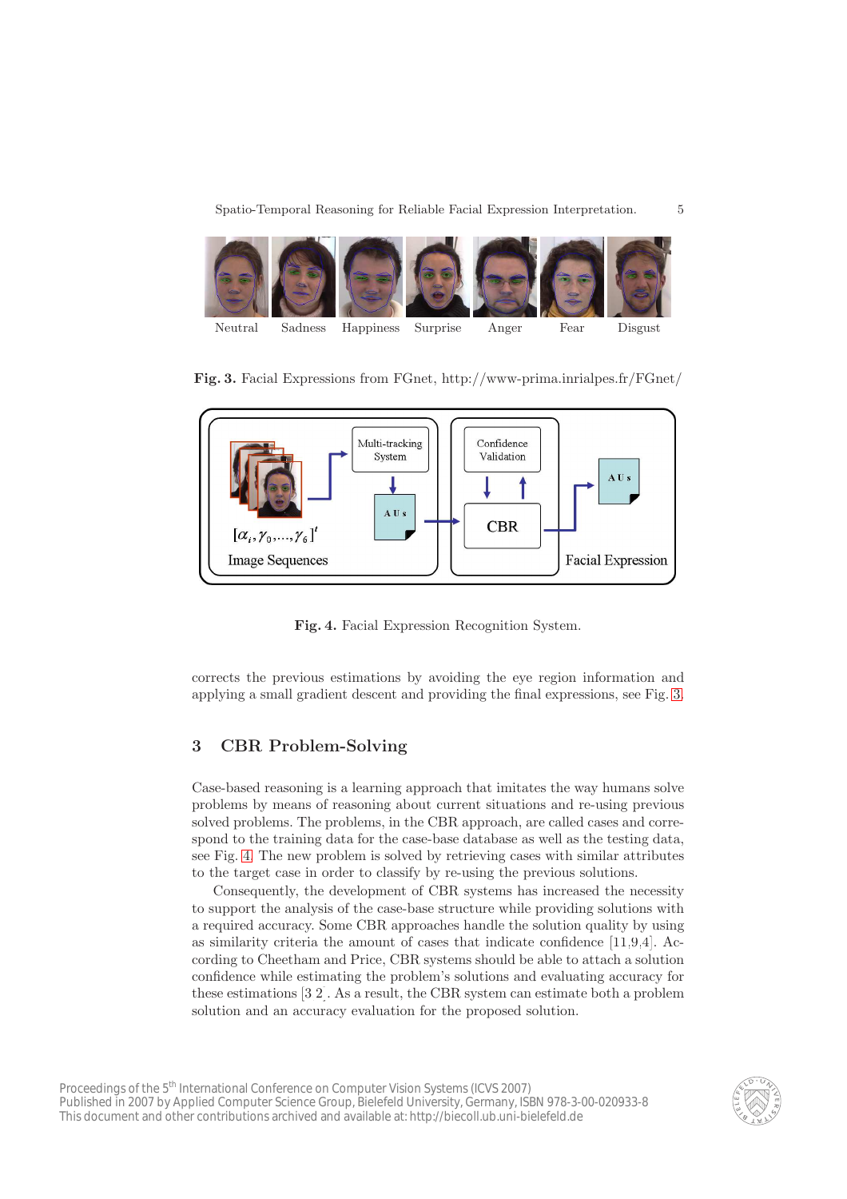Neutral Sadness Happiness Surprise Anger Fear Disgust

**Fig. 3.** Facial Expressions from FGnet, http://www-prima.inrialpes.fr/FGnet/

**Fig. 4.** Facial Expression Recognition System.

corrects the previous estimations by avoiding the eye region information and applying a small gradient descent and providing the final expressions, see Fig. 3.

## 3 CBR Problem-Solving

Case-based reasoning is a learning approach that imitates the way humans solve problems by means of reasoning about current situations and re-using previous solved problems. The problems, in the CBR approach, are called cases and correspond to the training data for the case-base database as well as the testing data, see Fig. 4. The new problem is solved by retrieving cases with similar attributes to the target case in order to classify by re-using the previous solutions.

Consequently, the development of CBR systems has increased the necessity to support the analysis of the case-base structure while providing solutions with a required accuracy. Some CBR approaches handle the solution quality by using as similarity criteria the amount of cases that indicate confidence [11,9,4]. According to Cheetham and Price, CBR systems should be able to attach a solution confidence while estimating the problem's solutions and evaluating accuracy for these estimations [3 2]. As a result, the CBR system can estimate both a problem solution and an accuracy evaluation for the proposed solution.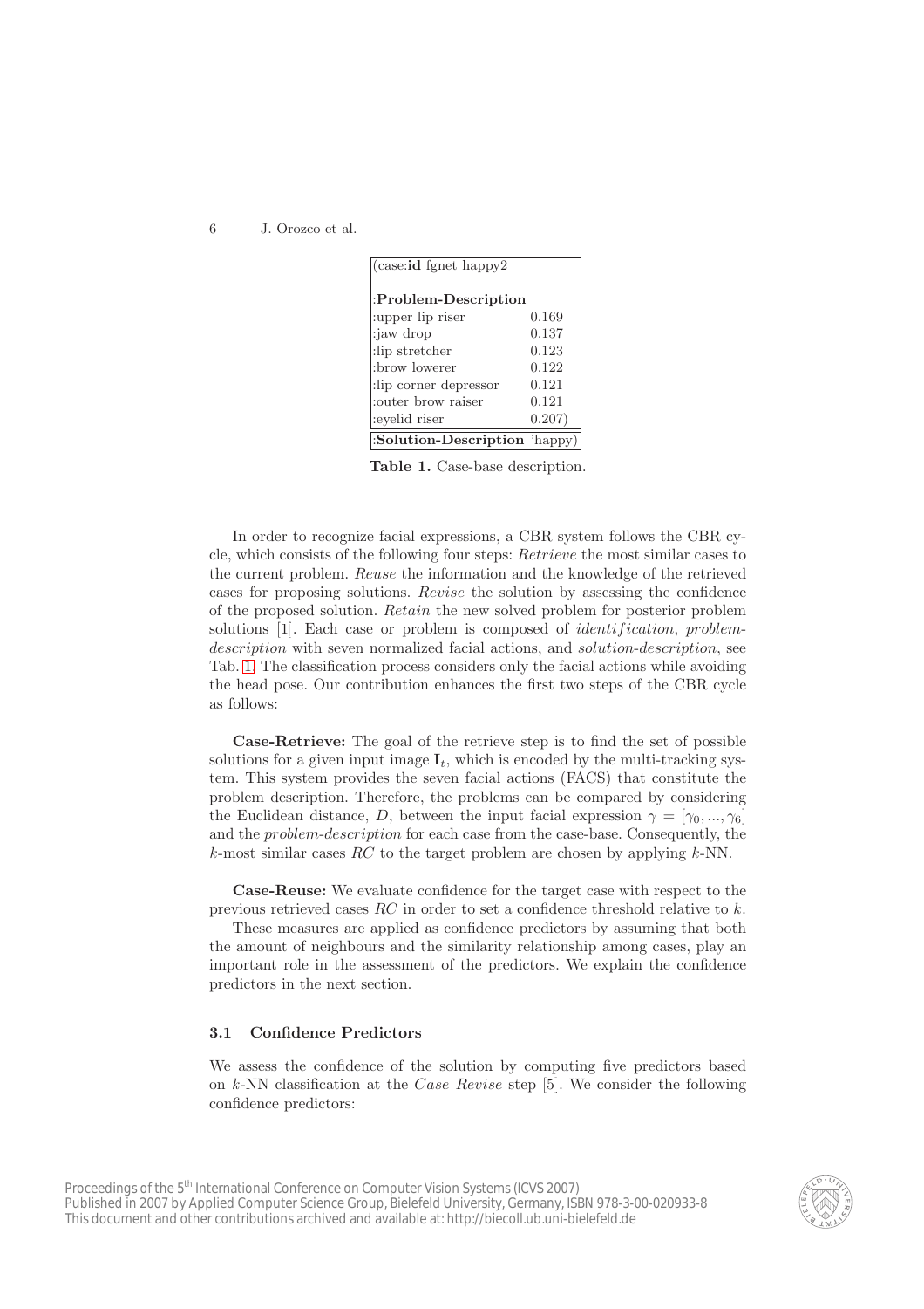| (case:**id** fgnet happy2 | |
|---|---|
| :**Problem-Description** | |
| :upper lip riser | 0.169 |
| :jaw drop | 0.137 |
| :lip stretcher | 0.123 |
| :brow lowerer | 0.122 |
| :lip corner depressor | 0.121 |
| :outer brow raiser | 0.121 |
| :eyelid riser | 0.207) |
| :**Solution-Description** | 'happy) |

**Table 1.** Case-base description.

In order to recognize facial expressions, a CBR system follows the CBR cycle, which consists of the following four steps: *Retrieve* the most similar cases to the current problem. *Reuse* the information and the knowledge of the retrieved cases for proposing solutions. *Revise* the solution by assessing the confidence of the proposed solution. *Retain* the new solved problem for posterior problem solutions [1]. Each case or problem is composed of *identification*, *problem-description* with seven normalized facial actions, and *solution-description*, see Tab. 1. The classification process considers only the facial actions while avoiding the head pose. Our contribution enhances the first two steps of the CBR cycle as follows:

**Case-Retrieve:** The goal of the retrieve step is to find the set of possible solutions for a given input image $\mathbf{I}_t$, which is encoded by the multi-tracking system. This system provides the seven facial actions (FACS) that constitute the problem description. Therefore, the problems can be compared by considering the Euclidean distance, $D$, between the input facial expression $\gamma = [\gamma_0, ..., \gamma_6]$ and the *problem-description* for each case from the case-base. Consequently, the $k$-most similar cases $RC$ to the target problem are chosen by applying $k$-NN.

**Case-Reuse:** We evaluate confidence for the target case with respect to the previous retrieved cases $RC$ in order to set a confidence threshold relative to $k$.

These measures are applied as confidence predictors by assuming that both the amount of neighbours and the similarity relationship among cases, play an important role in the assessment of the predictors. We explain the confidence predictors in the next section.

### 3.1 Confidence Predictors

We assess the confidence of the solution by computing five predictors based on $k$-NN classification at the *Case Revise* step [5]. We consider the following confidence predictors: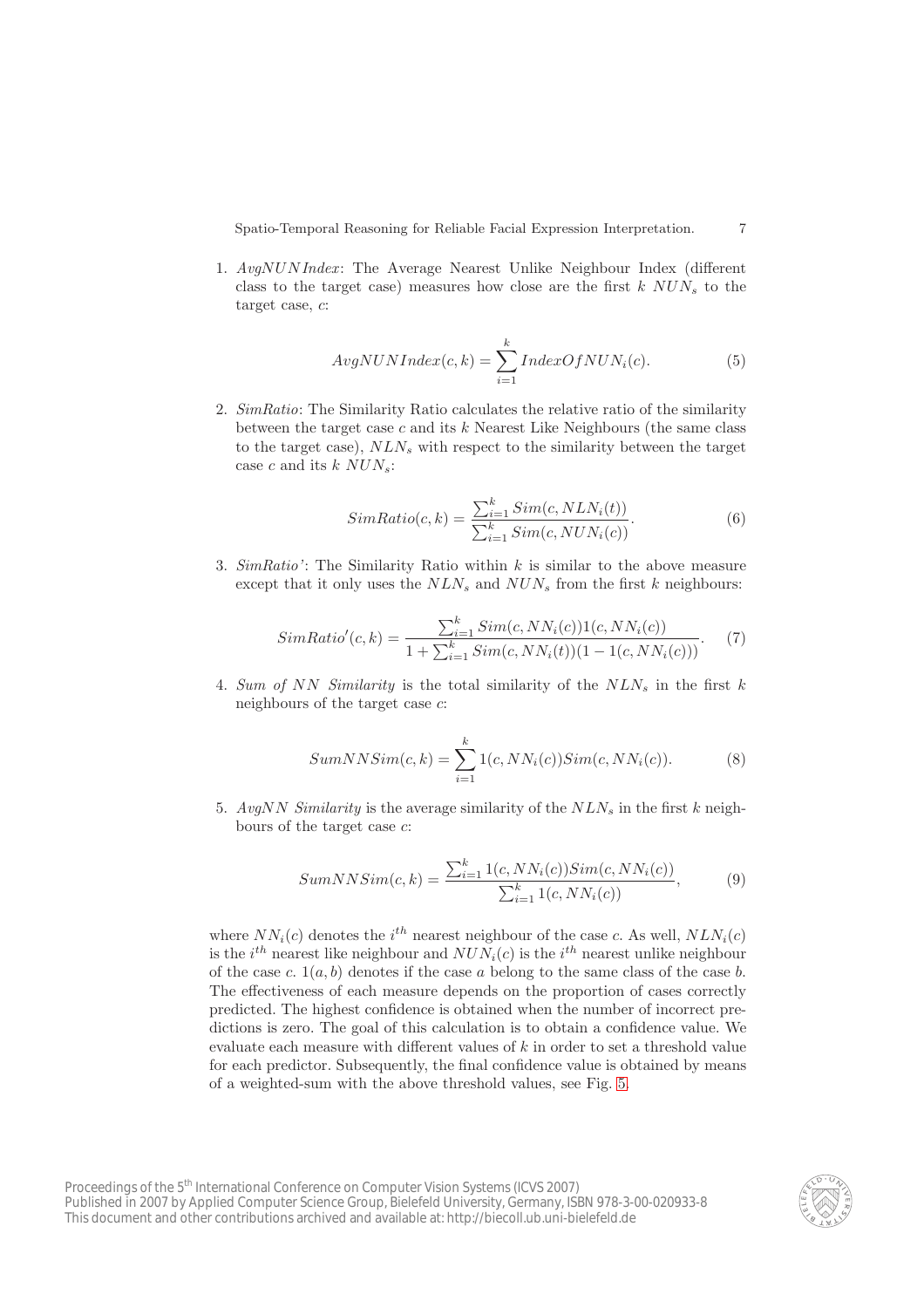1. *AvgNUNIndex*: The Average Nearest Unlike Neighbour Index (different class to the target case) measures how close are the first $k$ $NUN_s$ to the target case, $c$:

$$AvgNUNIndex(c, k) = \sum_{i=1}^{k} IndexOfNUN_i(c). \tag{5}$$

2. *SimRatio*: The Similarity Ratio calculates the relative ratio of the similarity between the target case $c$ and its $k$ Nearest Like Neighbours (the same class to the target case), $NLN_s$ with respect to the similarity between the target case $c$ and its $k$ $NUN_s$:

$$SimRatio(c, k) = \frac{\sum_{i=1}^{k} Sim(c, NLN_i(t))}{\sum_{i=1}^{k} Sim(c, NUN_i(c))}. \tag{6}$$

3. *SimRatio'*: The Similarity Ratio within $k$ is similar to the above measure except that it only uses the $NLN_s$ and $NUN_s$ from the first $k$ neighbours:

$$SimRatio'(c, k) = \frac{\sum_{i=1}^{k} Sim(c, NN_i(c))1(c, NN_i(c))}{1 + \sum_{i=1}^{k} Sim(c, NN_i(t))(1 - 1(c, NN_i(c)))}. \tag{7}$$

4. *Sum of NN Similarity* is the total similarity of the $NLN_s$ in the first $k$ neighbours of the target case $c$:

$$SumNNSim(c, k) = \sum_{i=1}^{k} 1(c, NN_i(c))Sim(c, NN_i(c)). \tag{8}$$

5. *AvgNN Similarity* is the average similarity of the $NLN_s$ in the first $k$ neighbours of the target case $c$:

$$SumNNSim(c, k) = \frac{\sum_{i=1}^{k} 1(c, NN_i(c))Sim(c, NN_i(c))}{\sum_{i=1}^{k} 1(c, NN_i(c))}, \tag{9}$$

where $NN_i(c)$ denotes the $i^{th}$ nearest neighbour of the case $c$. As well, $NLN_i(c)$ is the $i^{th}$ nearest like neighbour and $NUN_i(c)$ is the $i^{th}$ nearest unlike neighbour of the case $c$. $1(a, b)$ denotes if the case $a$ belong to the same class of the case $b$. The effectiveness of each measure depends on the proportion of cases correctly predicted. The highest confidence is obtained when the number of incorrect predictions is zero. The goal of this calculation is to obtain a confidence value. We evaluate each measure with different values of $k$ in order to set a threshold value for each predictor. Subsequently, the final confidence value is obtained by means of a weighted-sum with the above threshold values, see Fig. 5.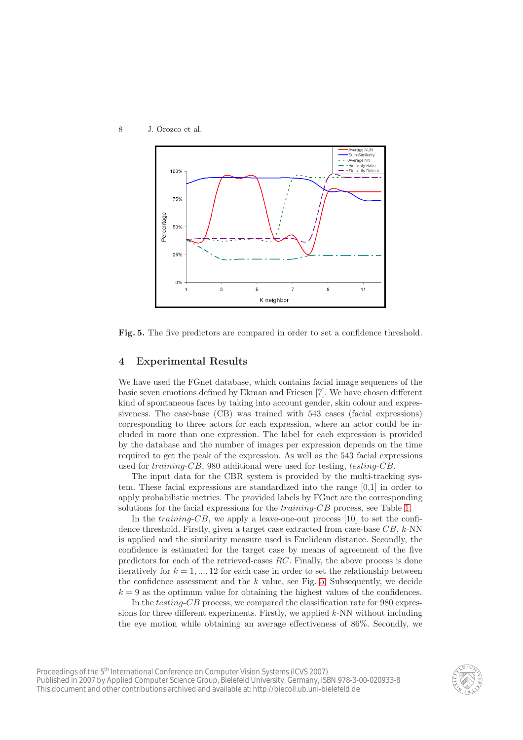**Fig. 5.** The five predictors are compared in order to set a confidence threshold.

## 4 Experimental Results

We have used the FGnet database, which contains facial image sequences of the basic seven emotions defined by Ekman and Friesen [7]. We have chosen different kind of spontaneous faces by taking into account gender, skin colour and expressiveness. The case-base (CB) was trained with 543 cases (facial expressions) corresponding to three actors for each expression, where an actor could be included in more than one expression. The label for each expression is provided by the database and the number of images per expression depends on the time required to get the peak of the expression. As well as the 543 facial expressions used for *training-CB*, 980 additional were used for testing, *testing-CB*.

The input data for the CBR system is provided by the multi-tracking system. These facial expressions are standardized into the range [0,1] in order to apply probabilistic metrics. The provided labels by FGnet are the corresponding solutions for the facial expressions for the *training-CB* process, see Table 1.

In the *training-CB*, we apply a leave-one-out process [10] to set the confidence threshold. Firstly, given a target case extracted from case-base $CB$, $k$-NN is applied and the similarity measure used is Euclidean distance. Secondly, the confidence is estimated for the target case by means of agreement of the five predictors for each of the retrieved-cases $RC$. Finally, the above process is done iteratively for $k = 1, ..., 12$ for each case in order to set the relationship between the confidence assessment and the $k$ value, see Fig. 5. Subsequently, we decide $k = 9$ as the optimum value for obtaining the highest values of the confidences.

In the *testing-CB* process, we compared the classification rate for 980 expressions for three different experiments. Firstly, we applied $k$-NN without including the eye motion while obtaining an average effectiveness of 86%. Secondly, we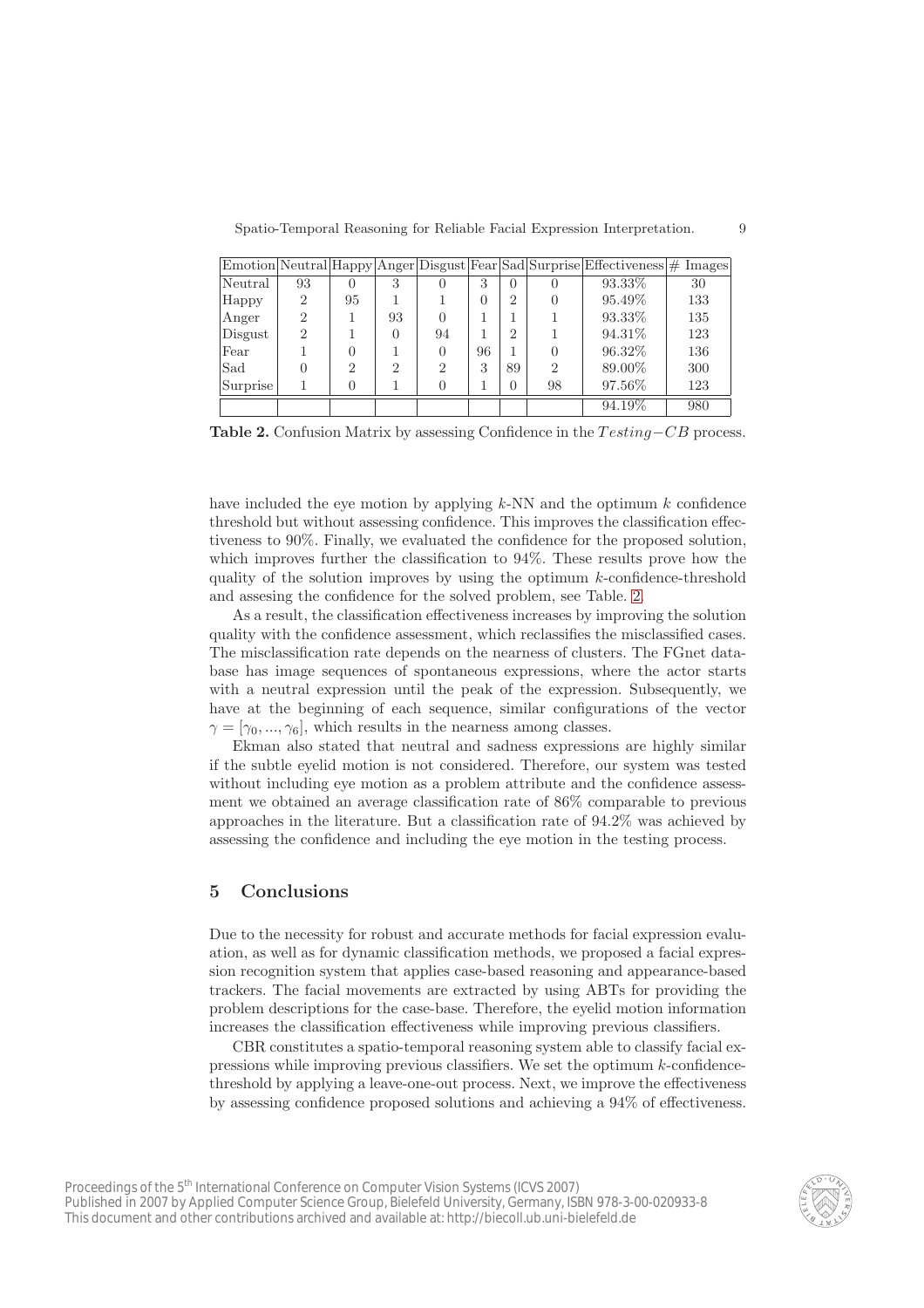| Emotion | Neutral | Happy | Anger | Disgust | Fear | Sad | Surprise | Effectiveness | # Images |
|---|---|---|---|---|---|---|---|---|---|
| Neutral | 93 | 0 | 3 | 0 | 3 | 0 | 0 | 93.33% | 30 |
| Happy | 2 | 95 | 1 | 1 | 0 | 2 | 0 | 95.49% | 133 |
| Anger | 2 | 1 | 93 | 0 | 1 | 1 | 1 | 93.33% | 135 |
| Disgust | 2 | 1 | 0 | 94 | 1 | 2 | 1 | 94.31% | 123 |
| Fear | 1 | 0 | 1 | 0 | 96 | 1 | 0 | 96.32% | 136 |
| Sad | 0 | 2 | 2 | 2 | 3 | 89 | 2 | 89.00% | 300 |
| Surprise | 1 | 0 | 1 | 0 | 1 | 0 | 98 | 97.56% | 123 |
| | | | | | | | | 94.19% | 980 |

**Table 2.** Confusion Matrix by assessing Confidence in the $Testing-CB$ process.

have included the eye motion by applying $k$-NN and the optimum $k$ confidence threshold but without assessing confidence. This improves the classification effectiveness to 90%. Finally, we evaluated the confidence for the proposed solution, which improves further the classification to 94%. These results prove how the quality of the solution improves by using the optimum $k$-confidence-threshold and assesing the confidence for the solved problem, see Table. 2.

As a result, the classification effectiveness increases by improving the solution quality with the confidence assessment, which reclassifies the misclassified cases. The misclassification rate depends on the nearness of clusters. The FGnet database has image sequences of spontaneous expressions, where the actor starts with a neutral expression until the peak of the expression. Subsequently, we have at the beginning of each sequence, similar configurations of the vector $\gamma = [\gamma_0, ..., \gamma_6]$, which results in the nearness among classes.

Ekman also stated that neutral and sadness expressions are highly similar if the subtle eyelid motion is not considered. Therefore, our system was tested without including eye motion as a problem attribute and the confidence assessment we obtained an average classification rate of 86% comparable to previous approaches in the literature. But a classification rate of 94.2% was achieved by assessing the confidence and including the eye motion in the testing process.

## 5 Conclusions

Due to the necessity for robust and accurate methods for facial expression evaluation, as well as for dynamic classification methods, we proposed a facial expression recognition system that applies case-based reasoning and appearance-based trackers. The facial movements are extracted by using ABTs for providing the problem descriptions for the case-base. Therefore, the eyelid motion information increases the classification effectiveness while improving previous classifiers.

CBR constitutes a spatio-temporal reasoning system able to classify facial expressions while improving previous classifiers. We set the optimum $k$-confidence-threshold by applying a leave-one-out process. Next, we improve the effectiveness by assessing confidence proposed solutions and achieving a 94% of effectiveness.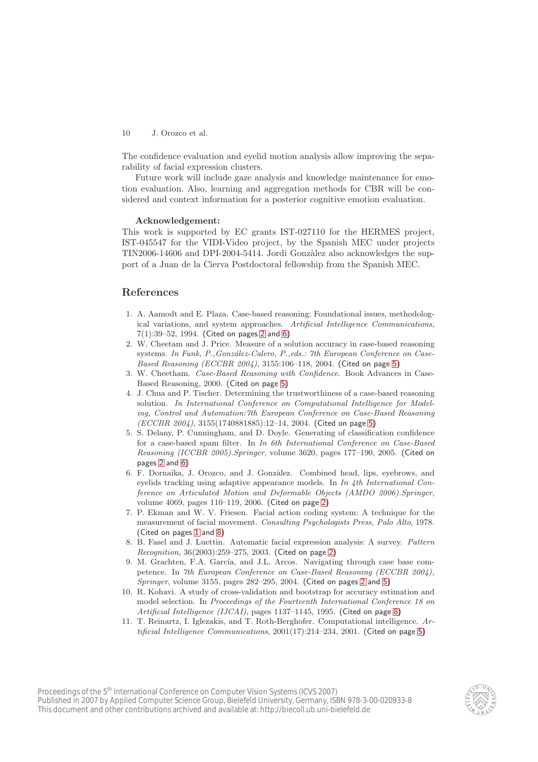The confidence evaluation and eyelid motion analysis allow improving the separability of facial expression clusters.

Future work will include gaze analysis and knowledge maintenance for emotion evaluation. Also, learning and aggregation methods for CBR will be considered and context information for a posterior cognitive emotion evaluation.

**Acknowledgement:**

This work is supported by EC grants IST-027110 for the HERMES project, IST-045547 for the VIDI-Video project, by the Spanish MEC under projects TIN2006-14606 and DPI-2004-5414. Jordi Gonzàlez also acknowledges the support of a Juan de la Cierva Postdoctoral fellowship from the Spanish MEC.

## References

1. A. Aamodt and E. Plaza. Case-based reasoning: Foundational issues, methodological variations, and system approaches. *Artificial Intelligence Communications*, 7(1):39–52, 1994. (Cited on pages 2 and 6)
2. W. Cheetam and J. Price. Measure of a solution accuracy in case-based reasoning systems. *In Funk, P.,González-Calero, P.,eds.: 7th European Conference on Case-Based Reasoning (ECCBR 2004)*, 3155:106–118, 2004. (Cited on page 5)
3. W. Cheetham. *Case-Based Reasoning with Confidence*. Book Advances in Case-Based Reasoning, 2000. (Cited on page 5)
4. J. Chua and P. Tischer. Determining the trustworthiness of a case-based reasoning solution. *In International Conference on Computational Intelligence for Modeling, Control and Automation:7th European Conference on Case-Based Reasoning (ECCBR 2004)*, 3155(1740881885):12–14, 2004. (Cited on page 5)
5. S. Delany, P. Cunningham, and D. Doyle. Generating of classification confidence for a case-based spam filter. In *In 6th International Conference on Case-Based Reasoning (ICCBR 2005).Springer*, volume 3620, pages 177–190, 2005. (Cited on pages 2 and 6)
6. F. Dornaika, J. Orozco, and J. Gonzàlez. Combined head, lips, eyebrows, and eyelids tracking using adaptive appearance models. In *In 4th International Conference on Articulated Motion and Deformable Objects (AMDO 2006).Springer*, volume 4069, pages 110–119, 2006. (Cited on page 2)
7. P. Ekman and W. V. Friesen. Facial action coding system: A technique for the measurement of facial movement. *Consulting Psychologists Press, Palo Alto*, 1978. (Cited on pages 1 and 8)
8. B. Fasel and J. Luettin. Automatic facial expression analysis: A survey. *Pattern Recognition*, 36(2003):259–275, 2003. (Cited on page 2)
9. M. Grachten, F.A. García, and J.L. Arcos. Navigating through case base competence. In *7th European Conference on Case-Based Reasoning (ECCBR 2004), Springer*, volume 3155, pages 282–295, 2004. (Cited on pages 2 and 5)
10. R. Kohavi. A study of cross-validation and bootstrap for accuracy estimation and model selection. In *Proceedings of the Fourteenth International Conference 18 on Artificial Intelligence (IJCAI)*, pages 1137–1145, 1995. (Cited on page 8)
11. T. Reinartz, I. Iglezakis, and T. Roth-Berghofer. Computational intelligence. *Artificial Intelligence Communications*, 2001(17):214–234, 2001. (Cited on page 5)